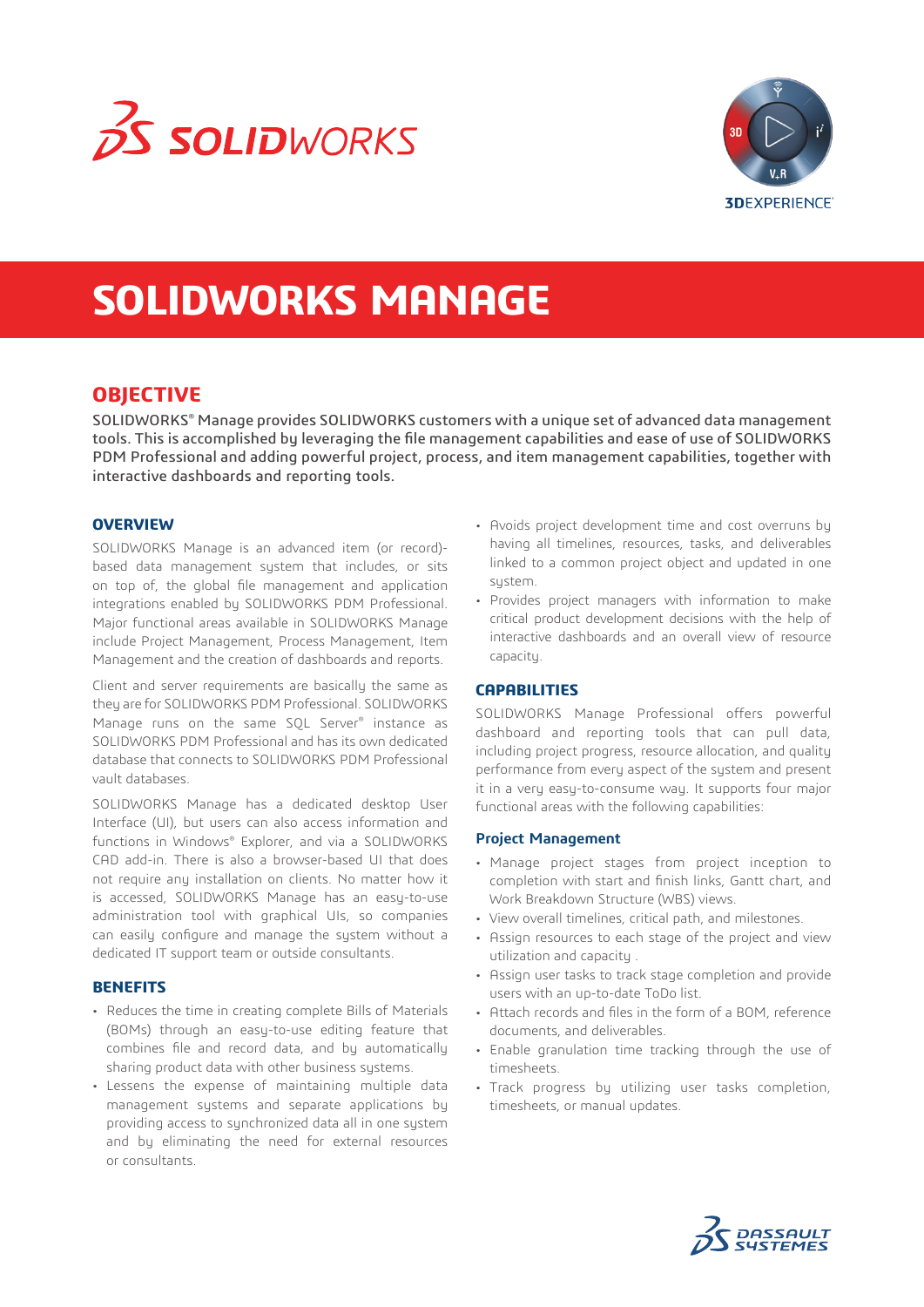# SOLIDWORKS MANAGE

## OBJECTIVE

SOLIDWORKS® Manage provides SOLIDWORKS customers with a unique set of advanced data management tools. This is accomplished by leveraging the file management capabilities and ease of use of SOLIDWORKS PDM Professional and adding powerful project, process, and item management capabilities, together with interactive dashboards and reporting tools.

### OVERVIEW

SOLIDWORKS Manage is an advanced item (or record)-based data management system that includes, or sits on top of, the global file management and application integrations enabled by SOLIDWORKS PDM Professional. Major functional areas available in SOLIDWORKS Manage include Project Management, Process Management, Item Management and the creation of dashboards and reports.

Client and server requirements are basically the same as they are for SOLIDWORKS PDM Professional. SOLIDWORKS Manage runs on the same SQL Server® instance as SOLIDWORKS PDM Professional and has its own dedicated database that connects to SOLIDWORKS PDM Professional vault databases.

SOLIDWORKS Manage has a dedicated desktop User Interface (UI), but users can also access information and functions in Windows® Explorer, and via a SOLIDWORKS CAD add-in. There is also a browser-based UI that does not require any installation on clients. No matter how it is accessed, SOLIDWORKS Manage has an easy-to-use administration tool with graphical UIs, so companies can easily configure and manage the system without a dedicated IT support team or outside consultants.

### BENEFITS

- Reduces the time in creating complete Bills of Materials (BOMs) through an easy-to-use editing feature that combines file and record data, and by automatically sharing product data with other business systems.
- Lessens the expense of maintaining multiple data management systems and separate applications by providing access to synchronized data all in one system and by eliminating the need for external resources or consultants.
- Avoids project development time and cost overruns by having all timelines, resources, tasks, and deliverables linked to a common project object and updated in one system.
- Provides project managers with information to make critical product development decisions with the help of interactive dashboards and an overall view of resource capacity.

### CAPABILITIES

SOLIDWORKS Manage Professional offers powerful dashboard and reporting tools that can pull data, including project progress, resource allocation, and quality performance from every aspect of the system and present it in a very easy-to-consume way. It supports four major functional areas with the following capabilities:

#### Project Management

- Manage project stages from project inception to completion with start and finish links, Gantt chart, and Work Breakdown Structure (WBS) views.
- View overall timelines, critical path, and milestones.
- Assign resources to each stage of the project and view utilization and capacity .
- Assign user tasks to track stage completion and provide users with an up-to-date ToDo list.
- Attach records and files in the form of a BOM, reference documents, and deliverables.
- Enable granulation time tracking through the use of timesheets.
- Track progress by utilizing user tasks completion, timesheets, or manual updates.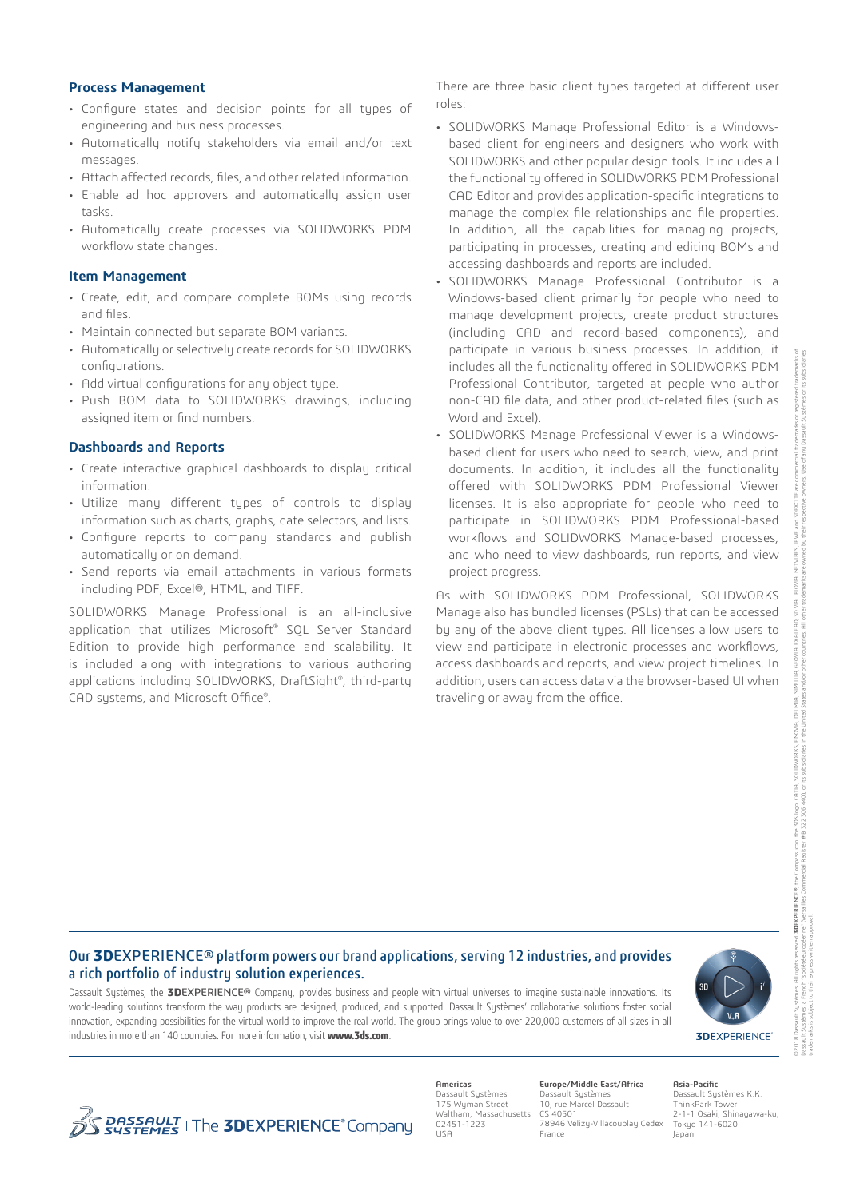### Process Management

- Configure states and decision points for all types of engineering and business processes.
- Automatically notify stakeholders via email and/or text messages.
- Attach affected records, files, and other related information.
- Enable ad hoc approvers and automatically assign user tasks.
- Automatically create processes via SOLIDWORKS PDM workflow state changes.

### Item Management

- Create, edit, and compare complete BOMs using records and files.
- Maintain connected but separate BOM variants.
- Automatically or selectively create records for SOLIDWORKS configurations.
- Add virtual configurations for any object type.
- Push BOM data to SOLIDWORKS drawings, including assigned item or find numbers.

### Dashboards and Reports

- Create interactive graphical dashboards to display critical information.
- Utilize many different types of controls to display information such as charts, graphs, date selectors, and lists.
- Configure reports to company standards and publish automatically or on demand.
- Send reports via email attachments in various formats including PDF, Excel®, HTML, and TIFF.

SOLIDWORKS Manage Professional is an all-inclusive application that utilizes Microsoft® SQL Server Standard Edition to provide high performance and scalability. It is included along with integrations to various authoring applications including SOLIDWORKS, DraftSight®, third-party CAD systems, and Microsoft Office®.

There are three basic client types targeted at different user roles:

- SOLIDWORKS Manage Professional Editor is a Windows-based client for engineers and designers who work with SOLIDWORKS and other popular design tools. It includes all the functionality offered in SOLIDWORKS PDM Professional CAD Editor and provides application-specific integrations to manage the complex file relationships and file properties. In addition, all the capabilities for managing projects, participating in processes, creating and editing BOMs and accessing dashboards and reports are included.
- SOLIDWORKS Manage Professional Contributor is a Windows-based client primarily for people who need to manage development projects, create product structures (including CAD and record-based components), and participate in various business processes. In addition, it includes all the functionality offered in SOLIDWORKS PDM Professional Contributor, targeted at people who author non-CAD file data, and other product-related files (such as Word and Excel).
- SOLIDWORKS Manage Professional Viewer is a Windows-based client for users who need to search, view, and print documents. In addition, it includes all the functionality offered with SOLIDWORKS PDM Professional Viewer licenses. It is also appropriate for people who need to participate in SOLIDWORKS PDM Professional-based workflows and SOLIDWORKS Manage-based processes, and who need to view dashboards, run reports, and view project progress.

As with SOLIDWORKS PDM Professional, SOLIDWORKS Manage also has bundled licenses (PSLs) that can be accessed by any of the above client types. All licenses allow users to view and participate in electronic processes and workflows, access dashboards and reports, and view project timelines. In addition, users can access data via the browser-based UI when traveling or away from the office.

## Our **3D**EXPERIENCE® platform powers our brand applications, serving 12 industries, and provides a rich portfolio of industry solution experiences.

Dassault Systèmes, the **3D**EXPERIENCE® Company, provides business and people with virtual universes to imagine sustainable innovations. Its world-leading solutions transform the way products are designed, produced, and supported. Dassault Systèmes' collaborative solutions foster social innovation, expanding possibilities for the virtual world to improve the real world. The group brings value to over 220,000 customers of all sizes in all industries in more than 140 countries. For more information, visit **www.3ds.com**.

**3D**EXPERIENCE®

DASSAULT SYSTEMES | The **3D**EXPERIENCE® Company

**Americas**
Dassault Systèmes
175 Wyman Street
Waltham, Massachusetts
02451-1223
USA

**Europe/Middle East/Africa**
Dassault Systèmes
10, rue Marcel Dassault
CS 40501
78946 Vélizy-Villacoublay Cedex
France

**Asia-Pacific**
Dassault Systèmes K.K.
ThinkPark Tower
2-1-1 Osaki, Shinagawa-ku,
Tokyo 141-6020
Japan